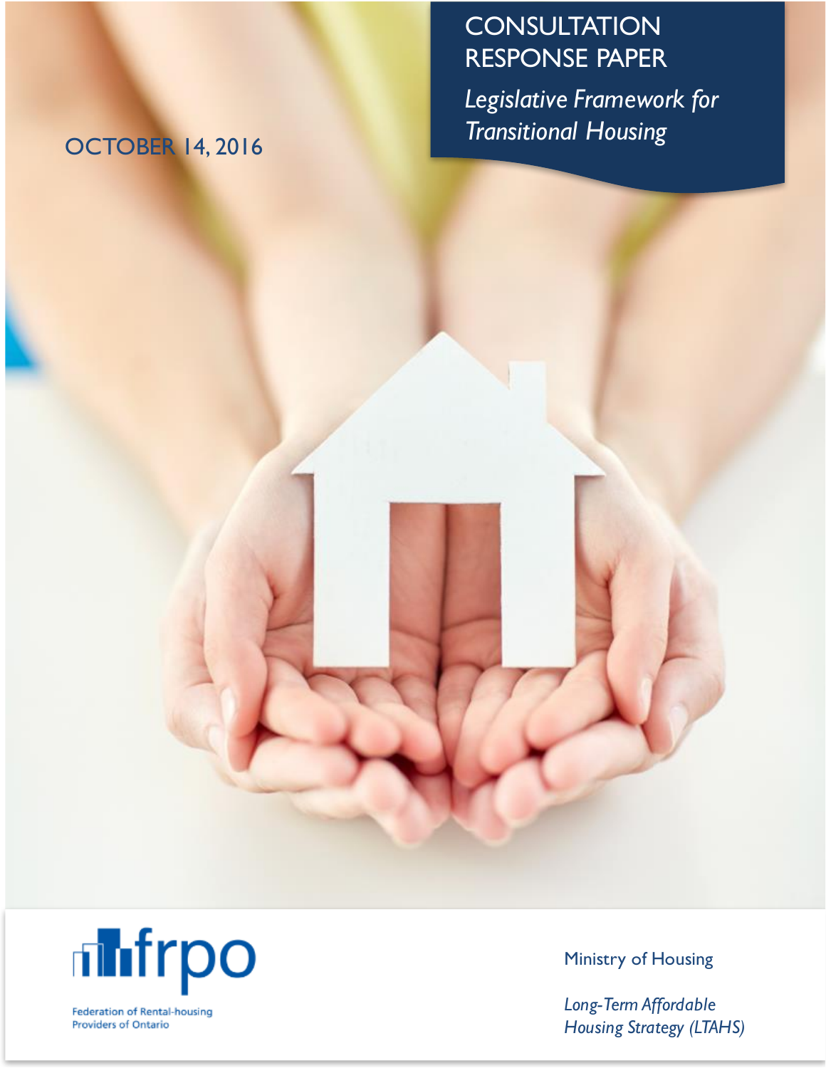# CONSULTATION RESPONSE PAPER

*Legislative Framework for Transitional Housing*

OCTOBER 14, 2016

frpo

Federation of Rental-housing Providers of Ontario

Ministry of Housing

*Long-Term Affordable Housing Strategy (LTAHS)*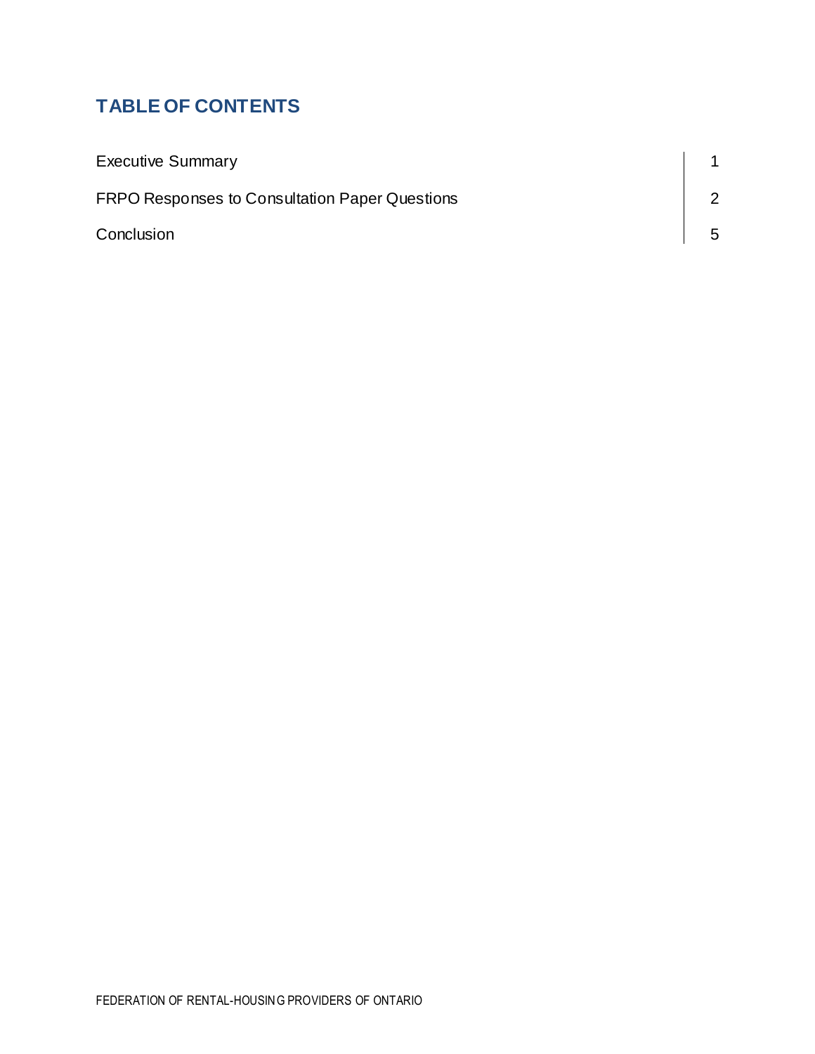## TABLE OF CONTENTS

| | |
|---|---|
| Executive Summary | 1 |
| FRPO Responses to Consultation Paper Questions | 2 |
| Conclusion | 5 |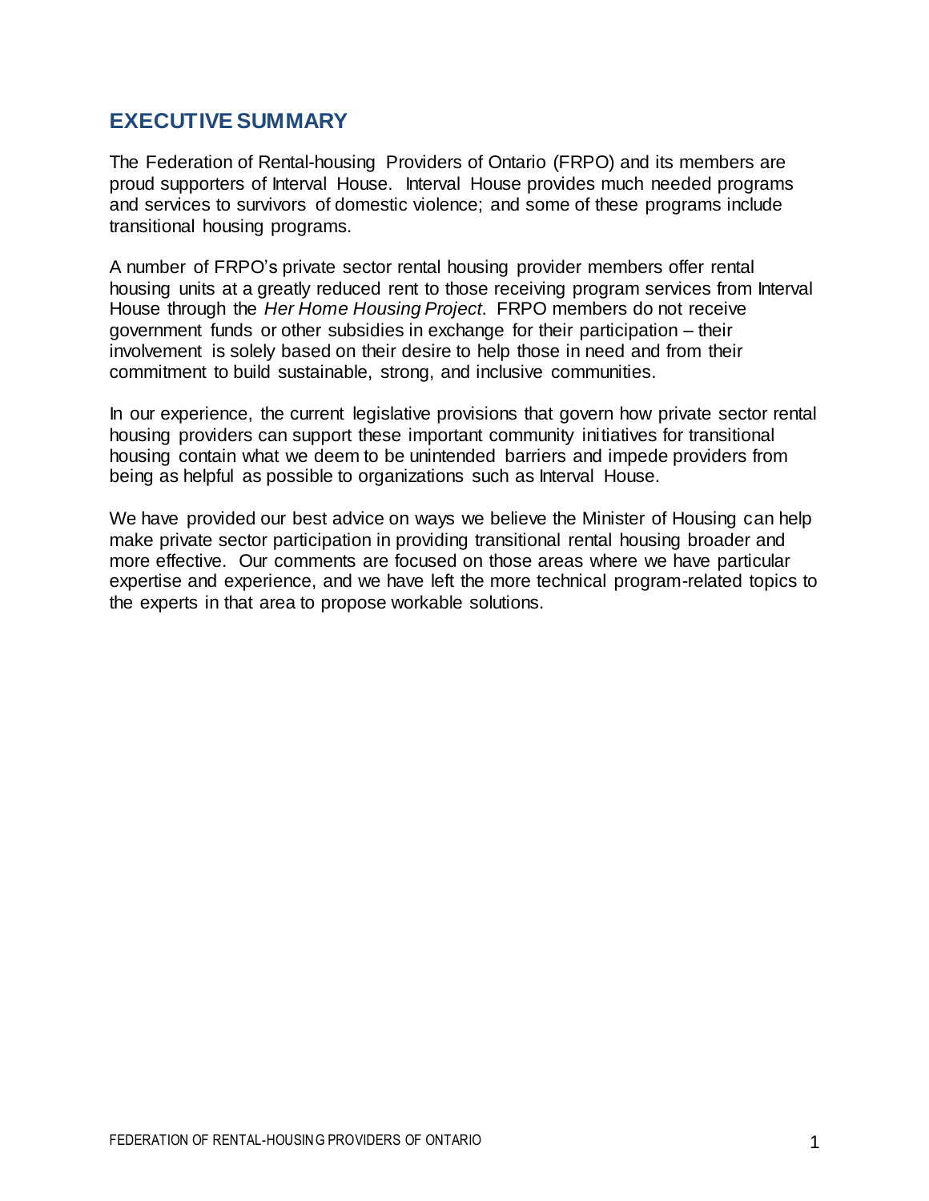## EXECUTIVE SUMMARY

The Federation of Rental-housing Providers of Ontario (FRPO) and its members are proud supporters of Interval House. Interval House provides much needed programs and services to survivors of domestic violence; and some of these programs include transitional housing programs.

A number of FRPO's private sector rental housing provider members offer rental housing units at a greatly reduced rent to those receiving program services from Interval House through the *Her Home Housing Project*. FRPO members do not receive government funds or other subsidies in exchange for their participation – their involvement is solely based on their desire to help those in need and from their commitment to build sustainable, strong, and inclusive communities.

In our experience, the current legislative provisions that govern how private sector rental housing providers can support these important community initiatives for transitional housing contain what we deem to be unintended barriers and impede providers from being as helpful as possible to organizations such as Interval House.

We have provided our best advice on ways we believe the Minister of Housing can help make private sector participation in providing transitional rental housing broader and more effective. Our comments are focused on those areas where we have particular expertise and experience, and we have left the more technical program-related topics to the experts in that area to propose workable solutions.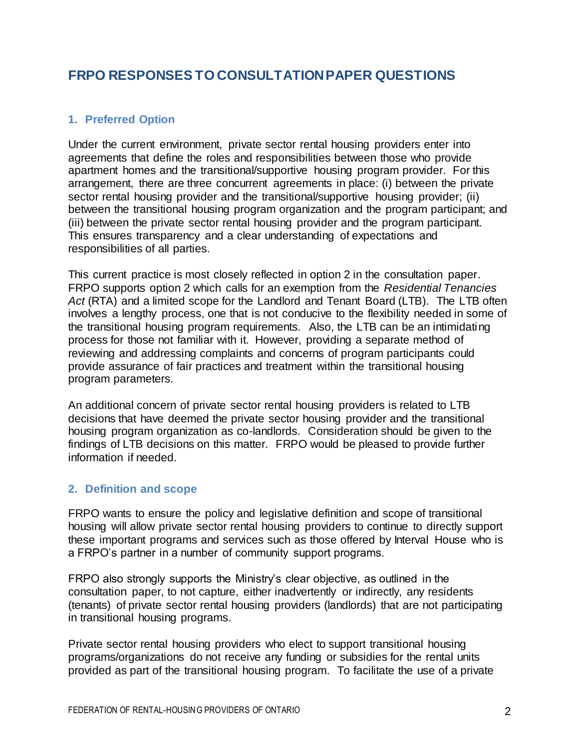# FRPO RESPONSES TO CONSULTATION PAPER QUESTIONS

## 1. Preferred Option

Under the current environment, private sector rental housing providers enter into agreements that define the roles and responsibilities between those who provide apartment homes and the transitional/supportive housing program provider. For this arrangement, there are three concurrent agreements in place: (i) between the private sector rental housing provider and the transitional/supportive housing provider; (ii) between the transitional housing program organization and the program participant; and (iii) between the private sector rental housing provider and the program participant. This ensures transparency and a clear understanding of expectations and responsibilities of all parties.

This current practice is most closely reflected in option 2 in the consultation paper. FRPO supports option 2 which calls for an exemption from the *Residential Tenancies Act* (RTA) and a limited scope for the Landlord and Tenant Board (LTB). The LTB often involves a lengthy process, one that is not conducive to the flexibility needed in some of the transitional housing program requirements. Also, the LTB can be an intimidating process for those not familiar with it. However, providing a separate method of reviewing and addressing complaints and concerns of program participants could provide assurance of fair practices and treatment within the transitional housing program parameters.

An additional concern of private sector rental housing providers is related to LTB decisions that have deemed the private sector housing provider and the transitional housing program organization as co-landlords. Consideration should be given to the findings of LTB decisions on this matter. FRPO would be pleased to provide further information if needed.

## 2. Definition and scope

FRPO wants to ensure the policy and legislative definition and scope of transitional housing will allow private sector rental housing providers to continue to directly support these important programs and services such as those offered by Interval House who is a FRPO's partner in a number of community support programs.

FRPO also strongly supports the Ministry's clear objective, as outlined in the consultation paper, to not capture, either inadvertently or indirectly, any residents (tenants) of private sector rental housing providers (landlords) that are not participating in transitional housing programs.

Private sector rental housing providers who elect to support transitional housing programs/organizations do not receive any funding or subsidies for the rental units provided as part of the transitional housing program. To facilitate the use of a private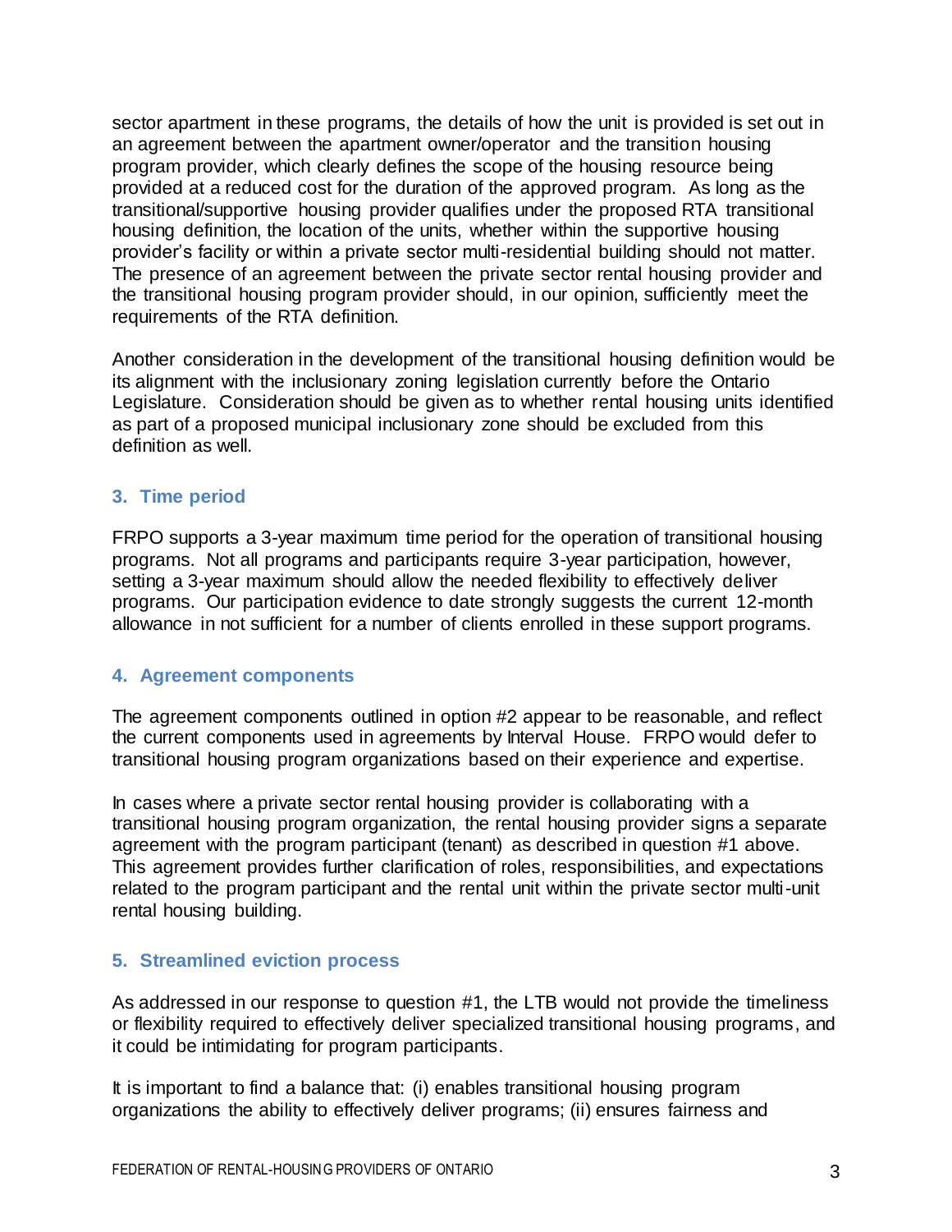sector apartment in these programs, the details of how the unit is provided is set out in an agreement between the apartment owner/operator and the transition housing program provider, which clearly defines the scope of the housing resource being provided at a reduced cost for the duration of the approved program. As long as the transitional/supportive housing provider qualifies under the proposed RTA transitional housing definition, the location of the units, whether within the supportive housing provider's facility or within a private sector multi-residential building should not matter. The presence of an agreement between the private sector rental housing provider and the transitional housing program provider should, in our opinion, sufficiently meet the requirements of the RTA definition.

Another consideration in the development of the transitional housing definition would be its alignment with the inclusionary zoning legislation currently before the Ontario Legislature. Consideration should be given as to whether rental housing units identified as part of a proposed municipal inclusionary zone should be excluded from this definition as well.

### 3. Time period

FRPO supports a 3-year maximum time period for the operation of transitional housing programs. Not all programs and participants require 3-year participation, however, setting a 3-year maximum should allow the needed flexibility to effectively deliver programs. Our participation evidence to date strongly suggests the current 12-month allowance in not sufficient for a number of clients enrolled in these support programs.

### 4. Agreement components

The agreement components outlined in option #2 appear to be reasonable, and reflect the current components used in agreements by Interval House. FRPO would defer to transitional housing program organizations based on their experience and expertise.

In cases where a private sector rental housing provider is collaborating with a transitional housing program organization, the rental housing provider signs a separate agreement with the program participant (tenant) as described in question #1 above. This agreement provides further clarification of roles, responsibilities, and expectations related to the program participant and the rental unit within the private sector multi-unit rental housing building.

### 5. Streamlined eviction process

As addressed in our response to question #1, the LTB would not provide the timeliness or flexibility required to effectively deliver specialized transitional housing programs, and it could be intimidating for program participants.

It is important to find a balance that: (i) enables transitional housing program organizations the ability to effectively deliver programs; (ii) ensures fairness and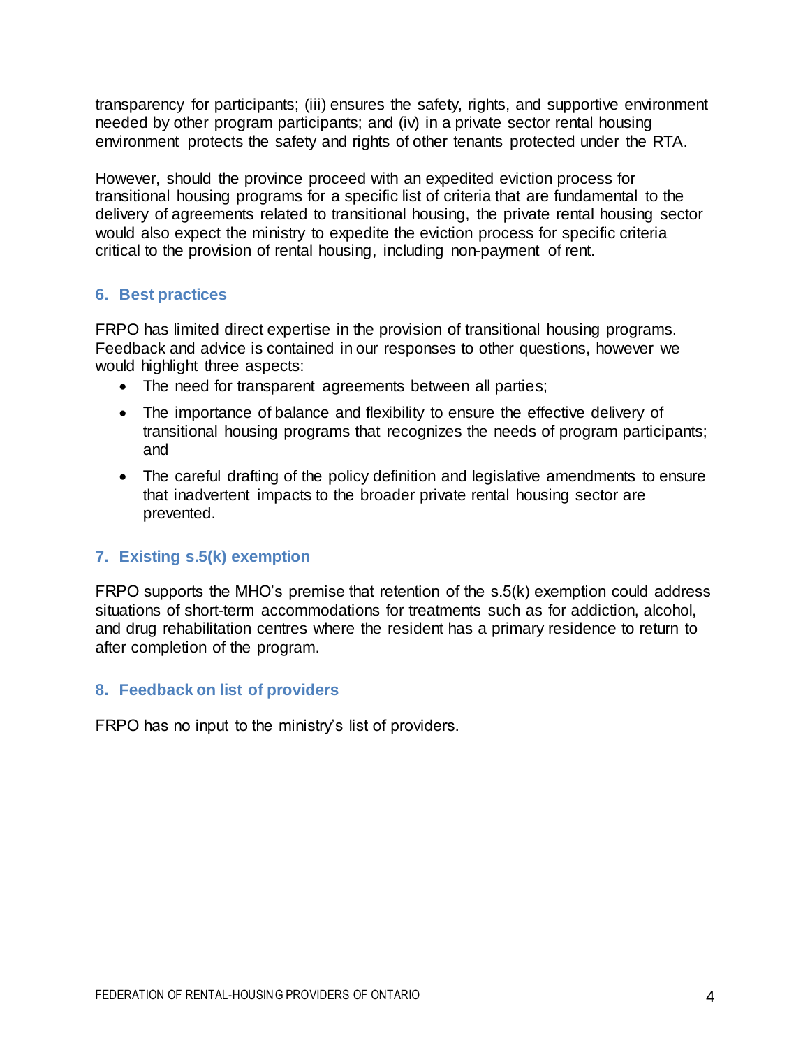transparency for participants; (iii) ensures the safety, rights, and supportive environment needed by other program participants; and (iv) in a private sector rental housing environment protects the safety and rights of other tenants protected under the RTA.

However, should the province proceed with an expedited eviction process for transitional housing programs for a specific list of criteria that are fundamental to the delivery of agreements related to transitional housing, the private rental housing sector would also expect the ministry to expedite the eviction process for specific criteria critical to the provision of rental housing, including non-payment of rent.

### 6. Best practices

FRPO has limited direct expertise in the provision of transitional housing programs. Feedback and advice is contained in our responses to other questions, however we would highlight three aspects:

- The need for transparent agreements between all parties;
- The importance of balance and flexibility to ensure the effective delivery of transitional housing programs that recognizes the needs of program participants; and
- The careful drafting of the policy definition and legislative amendments to ensure that inadvertent impacts to the broader private rental housing sector are prevented.

### 7. Existing s.5(k) exemption

FRPO supports the MHO's premise that retention of the s.5(k) exemption could address situations of short-term accommodations for treatments such as for addiction, alcohol, and drug rehabilitation centres where the resident has a primary residence to return to after completion of the program.

### 8. Feedback on list of providers

FRPO has no input to the ministry's list of providers.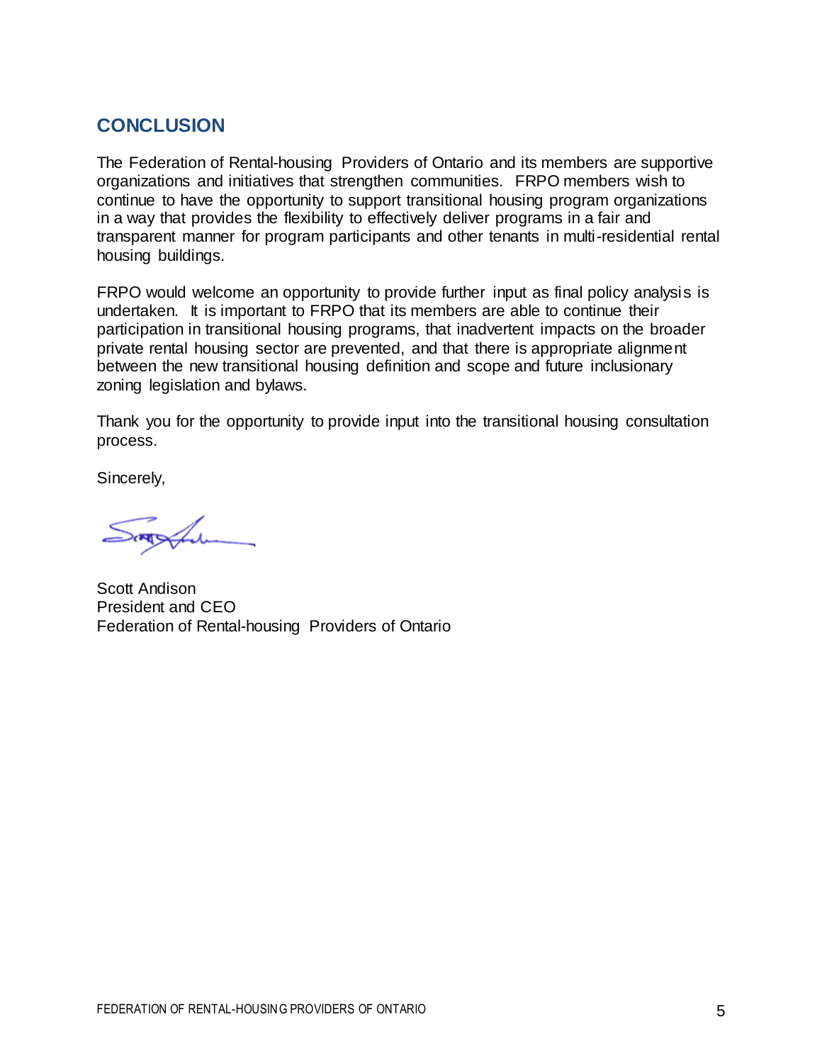## CONCLUSION

The Federation of Rental-housing Providers of Ontario and its members are supportive organizations and initiatives that strengthen communities. FRPO members wish to continue to have the opportunity to support transitional housing program organizations in a way that provides the flexibility to effectively deliver programs in a fair and transparent manner for program participants and other tenants in multi-residential rental housing buildings.

FRPO would welcome an opportunity to provide further input as final policy analysis is undertaken. It is important to FRPO that its members are able to continue their participation in transitional housing programs, that inadvertent impacts on the broader private rental housing sector are prevented, and that there is appropriate alignment between the new transitional housing definition and scope and future inclusionary zoning legislation and bylaws.

Thank you for the opportunity to provide input into the transitional housing consultation process.

Sincerely,

Scott Andison
President and CEO
Federation of Rental-housing Providers of Ontario